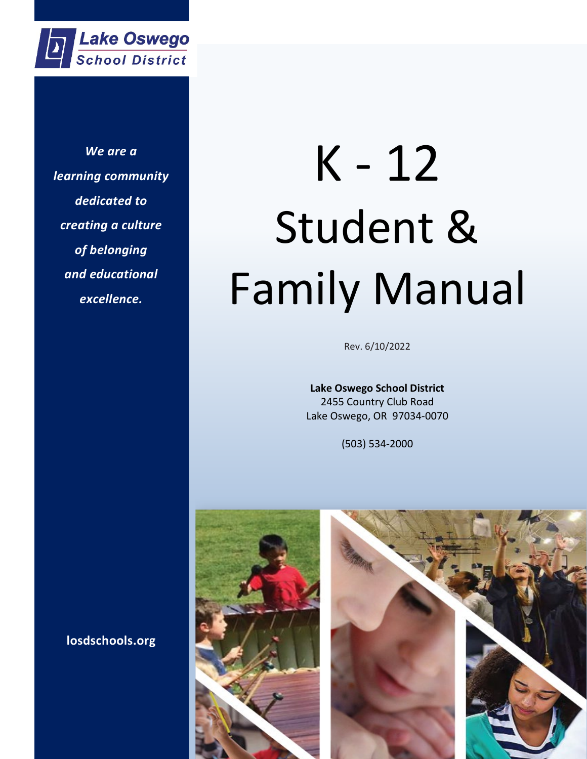Lake Oswego School District

*We are a learning community dedicated to creating a culture of belonging and educational excellence.*

# K - 12 Student & Family Manual

Rev. 6/10/2022

**Lake Oswego School District**
2455 Country Club Road
Lake Oswego, OR 97034-0070

(503) 534-2000

**losdschools.org**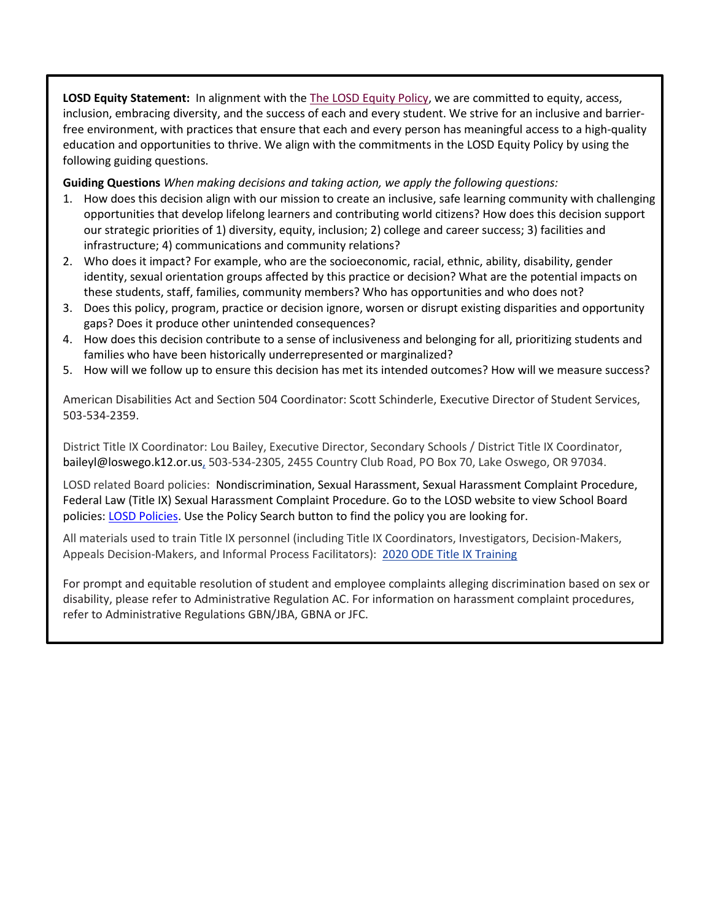**LOSD Equity Statement:** In alignment with the The LOSD Equity Policy, we are committed to equity, access, inclusion, embracing diversity, and the success of each and every student. We strive for an inclusive and barrier-free environment, with practices that ensure that each and every person has meaningful access to a high-quality education and opportunities to thrive. We align with the commitments in the LOSD Equity Policy by using the following guiding questions.

**Guiding Questions** *When making decisions and taking action, we apply the following questions:*

1. How does this decision align with our mission to create an inclusive, safe learning community with challenging opportunities that develop lifelong learners and contributing world citizens? How does this decision support our strategic priorities of 1) diversity, equity, inclusion; 2) college and career success; 3) facilities and infrastructure; 4) communications and community relations?
2. Who does it impact? For example, who are the socioeconomic, racial, ethnic, ability, disability, gender identity, sexual orientation groups affected by this practice or decision? What are the potential impacts on these students, staff, families, community members? Who has opportunities and who does not?
3. Does this policy, program, practice or decision ignore, worsen or disrupt existing disparities and opportunity gaps? Does it produce other unintended consequences?
4. How does this decision contribute to a sense of inclusiveness and belonging for all, prioritizing students and families who have been historically underrepresented or marginalized?
5. How will we follow up to ensure this decision has met its intended outcomes? How will we measure success?

American Disabilities Act and Section 504 Coordinator: Scott Schinderle, Executive Director of Student Services, 503-534-2359.

District Title IX Coordinator: Lou Bailey, Executive Director, Secondary Schools / District Title IX Coordinator, baileyl@loswego.k12.or.us, 503-534-2305, 2455 Country Club Road, PO Box 70, Lake Oswego, OR 97034.

LOSD related Board policies: Nondiscrimination, Sexual Harassment, Sexual Harassment Complaint Procedure, Federal Law (Title IX) Sexual Harassment Complaint Procedure. Go to the LOSD website to view School Board policies: LOSD Policies. Use the Policy Search button to find the policy you are looking for.

All materials used to train Title IX personnel (including Title IX Coordinators, Investigators, Decision-Makers, Appeals Decision-Makers, and Informal Process Facilitators): 2020 ODE Title IX Training

For prompt and equitable resolution of student and employee complaints alleging discrimination based on sex or disability, please refer to Administrative Regulation AC. For information on harassment complaint procedures, refer to Administrative Regulations GBN/JBA, GBNA or JFC.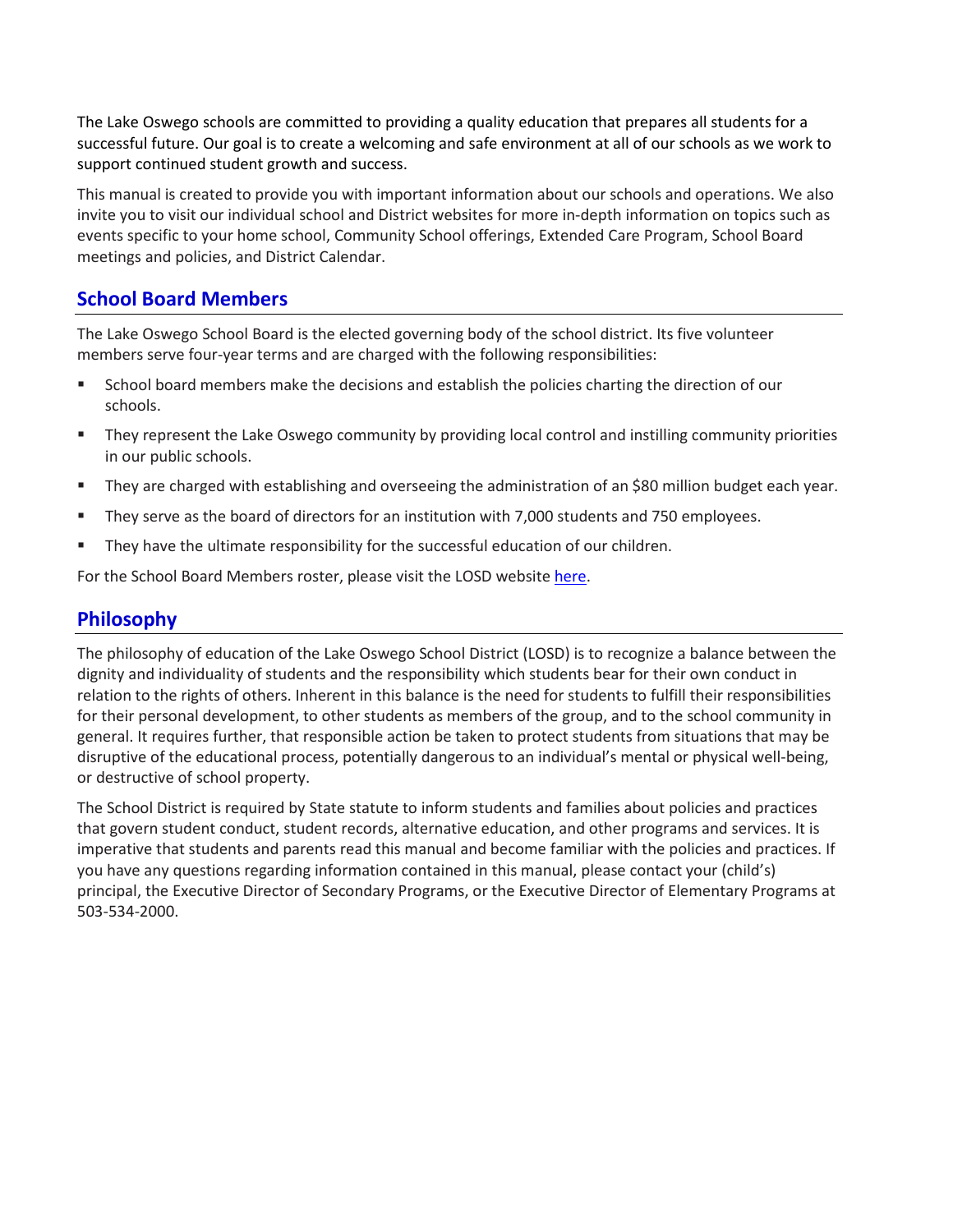The Lake Oswego schools are committed to providing a quality education that prepares all students for a successful future. Our goal is to create a welcoming and safe environment at all of our schools as we work to support continued student growth and success.

This manual is created to provide you with important information about our schools and operations. We also invite you to visit our individual school and District websites for more in-depth information on topics such as events specific to your home school, Community School offerings, Extended Care Program, School Board meetings and policies, and District Calendar.

## School Board Members

The Lake Oswego School Board is the elected governing body of the school district. Its five volunteer members serve four-year terms and are charged with the following responsibilities:

- School board members make the decisions and establish the policies charting the direction of our schools.
- They represent the Lake Oswego community by providing local control and instilling community priorities in our public schools.
- They are charged with establishing and overseeing the administration of an $80 million budget each year.
- They serve as the board of directors for an institution with 7,000 students and 750 employees.
- They have the ultimate responsibility for the successful education of our children.

For the School Board Members roster, please visit the LOSD website here.

## Philosophy

The philosophy of education of the Lake Oswego School District (LOSD) is to recognize a balance between the dignity and individuality of students and the responsibility which students bear for their own conduct in relation to the rights of others. Inherent in this balance is the need for students to fulfill their responsibilities for their personal development, to other students as members of the group, and to the school community in general. It requires further, that responsible action be taken to protect students from situations that may be disruptive of the educational process, potentially dangerous to an individual's mental or physical well-being, or destructive of school property.

The School District is required by State statute to inform students and families about policies and practices that govern student conduct, student records, alternative education, and other programs and services. It is imperative that students and parents read this manual and become familiar with the policies and practices. If you have any questions regarding information contained in this manual, please contact your (child's) principal, the Executive Director of Secondary Programs, or the Executive Director of Elementary Programs at 503-534-2000.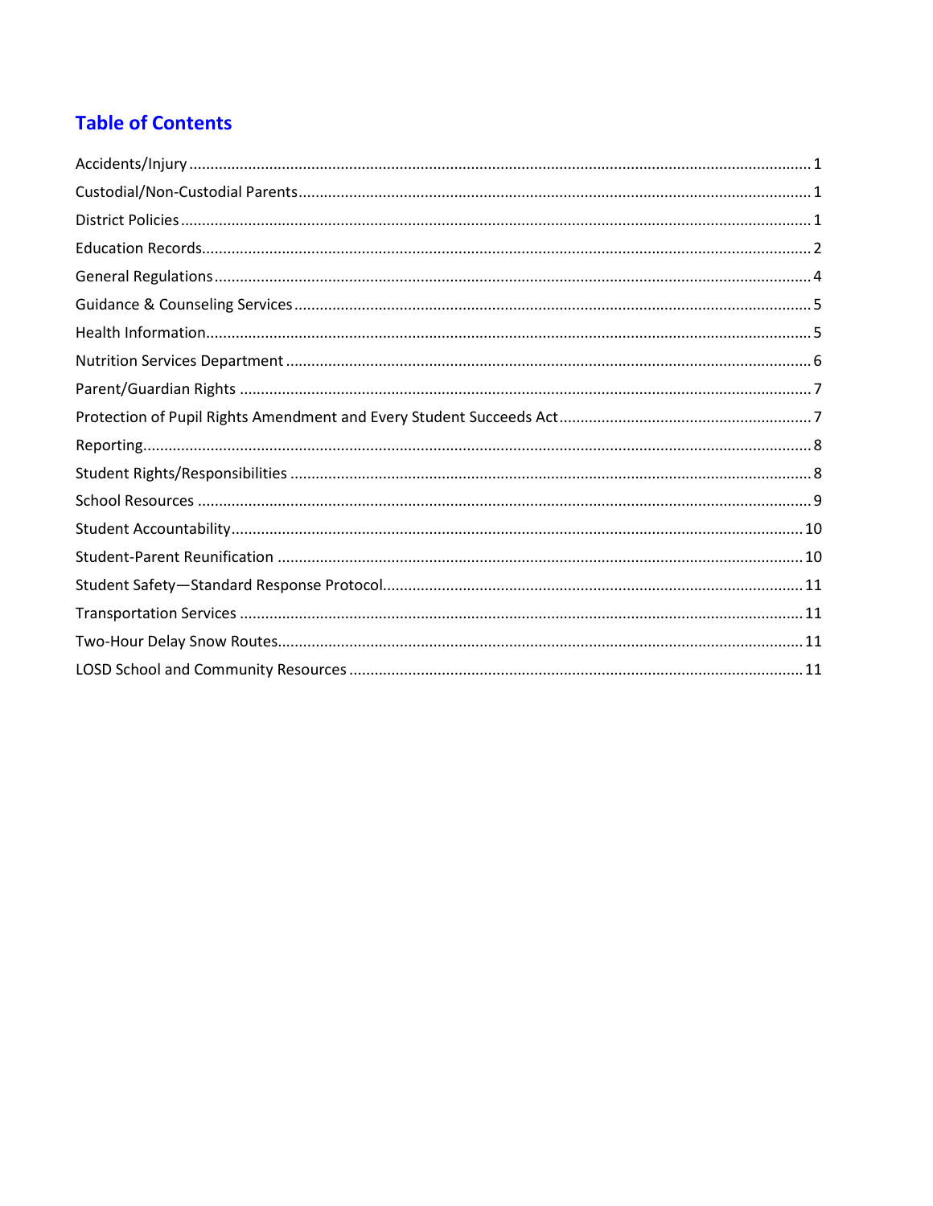## Table of Contents

Accidents/Injury ..... 1
Custodial/Non-Custodial Parents ..... 1
District Policies ..... 1
Education Records ..... 2
General Regulations ..... 4
Guidance & Counseling Services ..... 5
Health Information ..... 5
Nutrition Services Department ..... 6
Parent/Guardian Rights ..... 7
Protection of Pupil Rights Amendment and Every Student Succeeds Act ..... 7
Reporting ..... 8
Student Rights/Responsibilities ..... 8
School Resources ..... 9
Student Accountability ..... 10
Student-Parent Reunification ..... 10
Student Safety—Standard Response Protocol ..... 11
Transportation Services ..... 11
Two-Hour Delay Snow Routes ..... 11
LOSD School and Community Resources ..... 11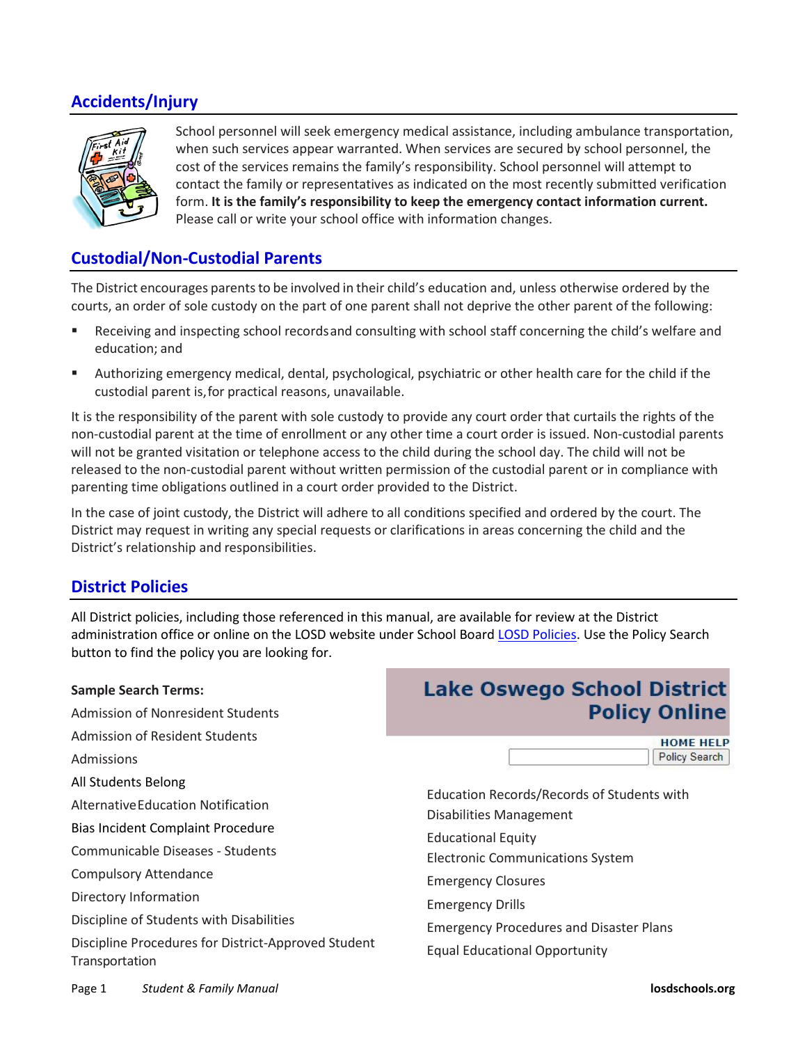## Accidents/Injury

School personnel will seek emergency medical assistance, including ambulance transportation, when such services appear warranted. When services are secured by school personnel, the cost of the services remains the family's responsibility. School personnel will attempt to contact the family or representatives as indicated on the most recently submitted verification form. **It is the family's responsibility to keep the emergency contact information current.** Please call or write your school office with information changes.

## Custodial/Non-Custodial Parents

The District encourages parents to be involved in their child's education and, unless otherwise ordered by the courts, an order of sole custody on the part of one parent shall not deprive the other parent of the following:

- Receiving and inspecting school records and consulting with school staff concerning the child's welfare and education; and
- Authorizing emergency medical, dental, psychological, psychiatric or other health care for the child if the custodial parent is, for practical reasons, unavailable.

It is the responsibility of the parent with sole custody to provide any court order that curtails the rights of the non-custodial parent at the time of enrollment or any other time a court order is issued. Non-custodial parents will not be granted visitation or telephone access to the child during the school day. The child will not be released to the non-custodial parent without written permission of the custodial parent or in compliance with parenting time obligations outlined in a court order provided to the District.

In the case of joint custody, the District will adhere to all conditions specified and ordered by the court. The District may request in writing any special requests or clarifications in areas concerning the child and the District's relationship and responsibilities.

## District Policies

All District policies, including those referenced in this manual, are available for review at the District administration office or online on the LOSD website under School Board [LOSD Policies](). Use the Policy Search button to find the policy you are looking for.

**Sample Search Terms:**

Admission of Nonresident Students

Admission of Resident Students

Admissions

All Students Belong

Alternative Education Notification

Bias Incident Complaint Procedure

Communicable Diseases - Students

Compulsory Attendance

Directory Information

Discipline of Students with Disabilities

Discipline Procedures for District-Approved Student Transportation

Lake Oswego School District Policy Online

HOME HELP

Policy Search

Education Records/Records of Students with Disabilities Management

Educational Equity

Electronic Communications System

Emergency Closures

Emergency Drills

Emergency Procedures and Disaster Plans

Equal Educational Opportunity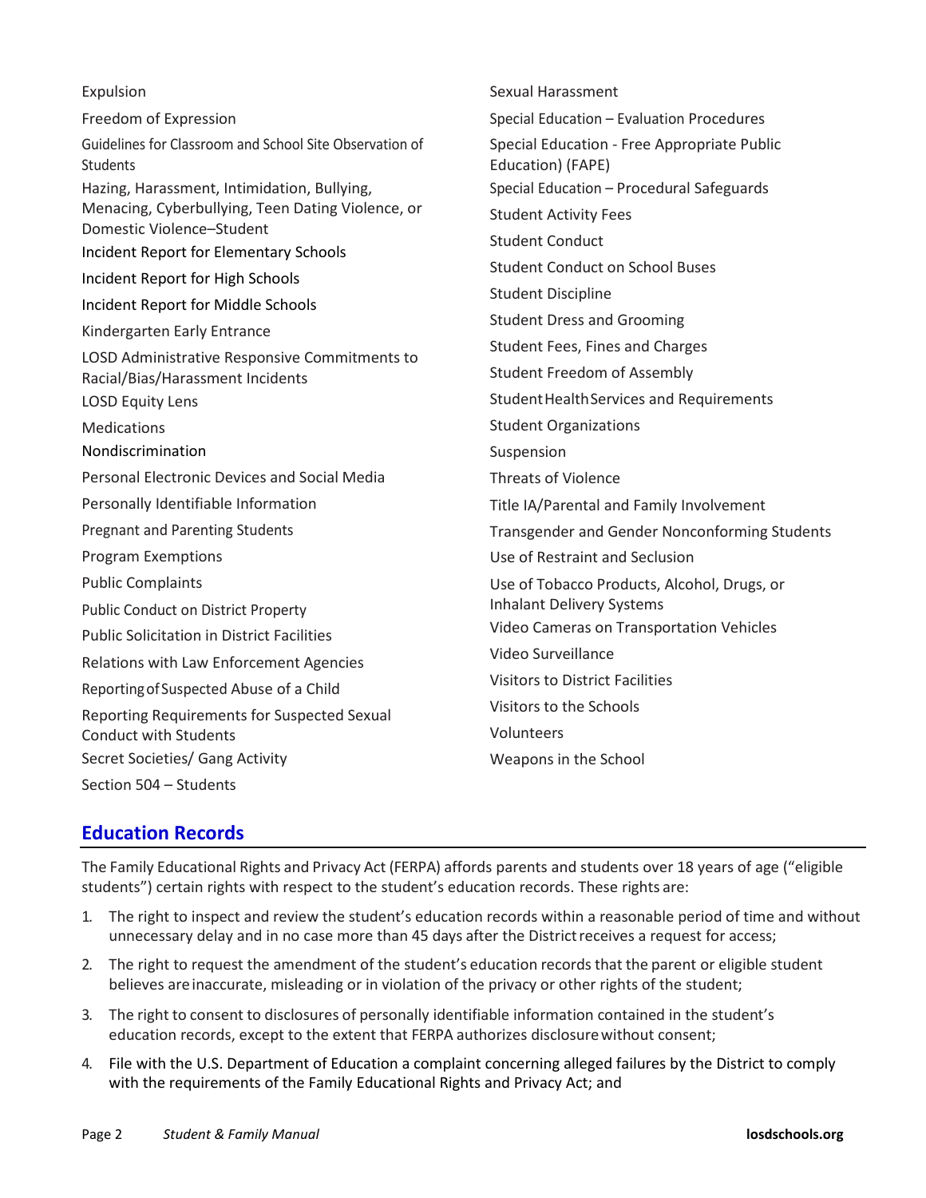Expulsion

Freedom of Expression

Guidelines for Classroom and School Site Observation of Students

Hazing, Harassment, Intimidation, Bullying, Menacing, Cyberbullying, Teen Dating Violence, or Domestic Violence–Student

Incident Report for Elementary Schools

Incident Report for High Schools

Incident Report for Middle Schools

Kindergarten Early Entrance

LOSD Administrative Responsive Commitments to Racial/Bias/Harassment Incidents

LOSD Equity Lens

Medications

Nondiscrimination

Personal Electronic Devices and Social Media

Personally Identifiable Information

Pregnant and Parenting Students

Program Exemptions

Public Complaints

Public Conduct on District Property

Public Solicitation in District Facilities

Relations with Law Enforcement Agencies

Reporting of Suspected Abuse of a Child

Reporting Requirements for Suspected Sexual Conduct with Students

Secret Societies/ Gang Activity

Section 504 – Students

Sexual Harassment

Special Education – Evaluation Procedures

Special Education - Free Appropriate Public Education) (FAPE)

Special Education – Procedural Safeguards

Student Activity Fees

Student Conduct

Student Conduct on School Buses

Student Discipline

Student Dress and Grooming

Student Fees, Fines and Charges

Student Freedom of Assembly

Student Health Services and Requirements

Student Organizations

Suspension

Threats of Violence

Title IA/Parental and Family Involvement

Transgender and Gender Nonconforming Students

Use of Restraint and Seclusion

Use of Tobacco Products, Alcohol, Drugs, or Inhalant Delivery Systems

Video Cameras on Transportation Vehicles

Video Surveillance

Visitors to District Facilities

Visitors to the Schools

Volunteers

Weapons in the School

## Education Records

The Family Educational Rights and Privacy Act (FERPA) affords parents and students over 18 years of age ("eligible students") certain rights with respect to the student's education records. These rights are:

1. The right to inspect and review the student's education records within a reasonable period of time and without unnecessary delay and in no case more than 45 days after the District receives a request for access;
2. The right to request the amendment of the student's education records that the parent or eligible student believes are inaccurate, misleading or in violation of the privacy or other rights of the student;
3. The right to consent to disclosures of personally identifiable information contained in the student's education records, except to the extent that FERPA authorizes disclosure without consent;
4. File with the U.S. Department of Education a complaint concerning alleged failures by the District to comply with the requirements of the Family Educational Rights and Privacy Act; and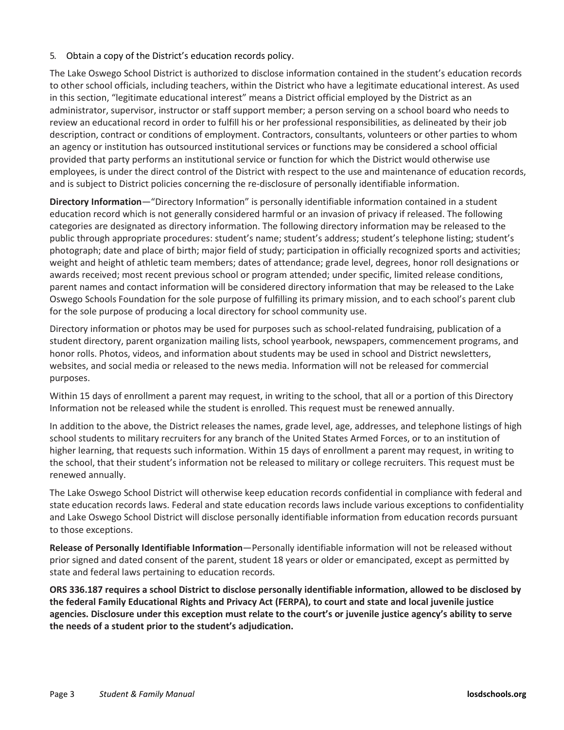5. Obtain a copy of the District's education records policy.

The Lake Oswego School District is authorized to disclose information contained in the student's education records to other school officials, including teachers, within the District who have a legitimate educational interest. As used in this section, "legitimate educational interest" means a District official employed by the District as an administrator, supervisor, instructor or staff support member; a person serving on a school board who needs to review an educational record in order to fulfill his or her professional responsibilities, as delineated by their job description, contract or conditions of employment. Contractors, consultants, volunteers or other parties to whom an agency or institution has outsourced institutional services or functions may be considered a school official provided that party performs an institutional service or function for which the District would otherwise use employees, is under the direct control of the District with respect to the use and maintenance of education records, and is subject to District policies concerning the re-disclosure of personally identifiable information.

**Directory Information**—"Directory Information" is personally identifiable information contained in a student education record which is not generally considered harmful or an invasion of privacy if released. The following categories are designated as directory information. The following directory information may be released to the public through appropriate procedures: student's name; student's address; student's telephone listing; student's photograph; date and place of birth; major field of study; participation in officially recognized sports and activities; weight and height of athletic team members; dates of attendance; grade level, degrees, honor roll designations or awards received; most recent previous school or program attended; under specific, limited release conditions, parent names and contact information will be considered directory information that may be released to the Lake Oswego Schools Foundation for the sole purpose of fulfilling its primary mission, and to each school's parent club for the sole purpose of producing a local directory for school community use.

Directory information or photos may be used for purposes such as school-related fundraising, publication of a student directory, parent organization mailing lists, school yearbook, newspapers, commencement programs, and honor rolls. Photos, videos, and information about students may be used in school and District newsletters, websites, and social media or released to the news media. Information will not be released for commercial purposes.

Within 15 days of enrollment a parent may request, in writing to the school, that all or a portion of this Directory Information not be released while the student is enrolled. This request must be renewed annually.

In addition to the above, the District releases the names, grade level, age, addresses, and telephone listings of high school students to military recruiters for any branch of the United States Armed Forces, or to an institution of higher learning, that requests such information. Within 15 days of enrollment a parent may request, in writing to the school, that their student's information not be released to military or college recruiters. This request must be renewed annually.

The Lake Oswego School District will otherwise keep education records confidential in compliance with federal and state education records laws. Federal and state education records laws include various exceptions to confidentiality and Lake Oswego School District will disclose personally identifiable information from education records pursuant to those exceptions.

**Release of Personally Identifiable Information**—Personally identifiable information will not be released without prior signed and dated consent of the parent, student 18 years or older or emancipated, except as permitted by state and federal laws pertaining to education records.

**ORS 336.187 requires a school District to disclose personally identifiable information, allowed to be disclosed by the federal Family Educational Rights and Privacy Act (FERPA), to court and state and local juvenile justice agencies. Disclosure under this exception must relate to the court's or juvenile justice agency's ability to serve the needs of a student prior to the student's adjudication.**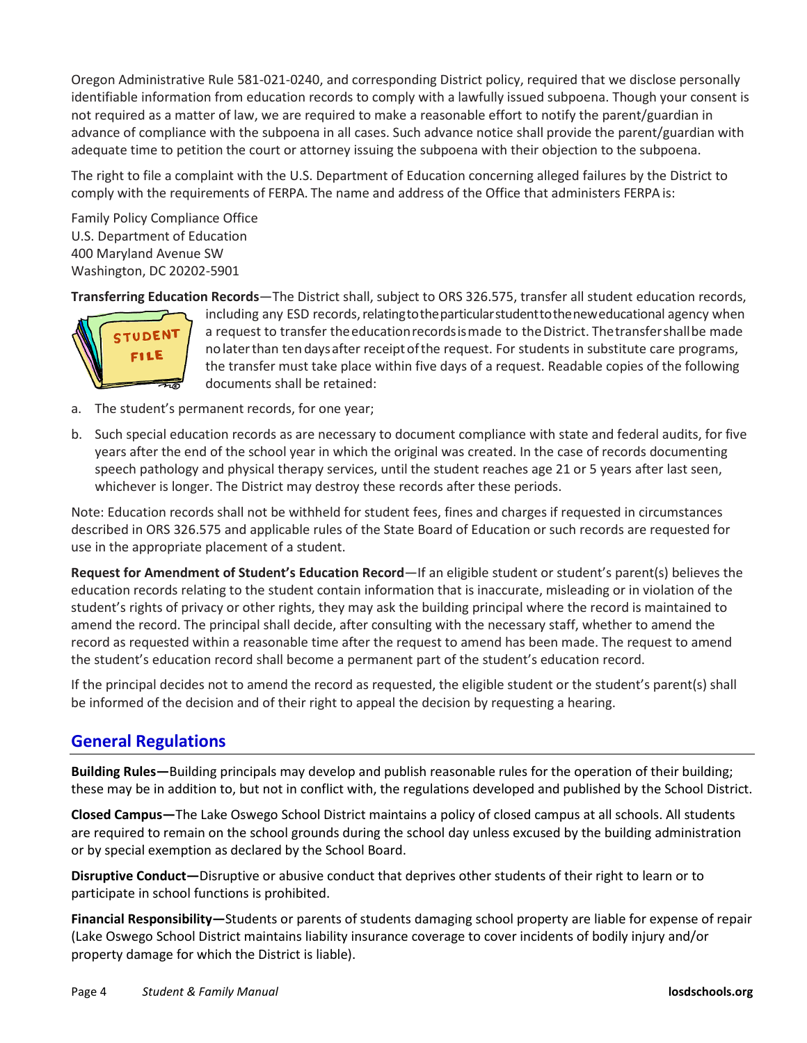Oregon Administrative Rule 581-021-0240, and corresponding District policy, required that we disclose personally identifiable information from education records to comply with a lawfully issued subpoena. Though your consent is not required as a matter of law, we are required to make a reasonable effort to notify the parent/guardian in advance of compliance with the subpoena in all cases. Such advance notice shall provide the parent/guardian with adequate time to petition the court or attorney issuing the subpoena with their objection to the subpoena.

The right to file a complaint with the U.S. Department of Education concerning alleged failures by the District to comply with the requirements of FERPA. The name and address of the Office that administers FERPA is:

Family Policy Compliance Office  
U.S. Department of Education  
400 Maryland Avenue SW  
Washington, DC 20202-5901

**Transferring Education Records**—The District shall, subject to ORS 326.575, transfer all student education records, including any ESD records, relating to the particular student to the new educational agency when a request to transfer the education records is made to the District. The transfer shall be made no later than ten days after receipt of the request. For students in substitute care programs, the transfer must take place within five days of a request. Readable copies of the following documents shall be retained:

a. The student's permanent records, for one year;

b. Such special education records as are necessary to document compliance with state and federal audits, for five years after the end of the school year in which the original was created. In the case of records documenting speech pathology and physical therapy services, until the student reaches age 21 or 5 years after last seen, whichever is longer. The District may destroy these records after these periods.

Note: Education records shall not be withheld for student fees, fines and charges if requested in circumstances described in ORS 326.575 and applicable rules of the State Board of Education or such records are requested for use in the appropriate placement of a student.

**Request for Amendment of Student's Education Record**—If an eligible student or student's parent(s) believes the education records relating to the student contain information that is inaccurate, misleading or in violation of the student's rights of privacy or other rights, they may ask the building principal where the record is maintained to amend the record. The principal shall decide, after consulting with the necessary staff, whether to amend the record as requested within a reasonable time after the request to amend has been made. The request to amend the student's education record shall become a permanent part of the student's education record.

If the principal decides not to amend the record as requested, the eligible student or the student's parent(s) shall be informed of the decision and of their right to appeal the decision by requesting a hearing.

## General Regulations

**Building Rules—**Building principals may develop and publish reasonable rules for the operation of their building; these may be in addition to, but not in conflict with, the regulations developed and published by the School District.

**Closed Campus—**The Lake Oswego School District maintains a policy of closed campus at all schools. All students are required to remain on the school grounds during the school day unless excused by the building administration or by special exemption as declared by the School Board.

**Disruptive Conduct—**Disruptive or abusive conduct that deprives other students of their right to learn or to participate in school functions is prohibited.

**Financial Responsibility—**Students or parents of students damaging school property are liable for expense of repair (Lake Oswego School District maintains liability insurance coverage to cover incidents of bodily injury and/or property damage for which the District is liable).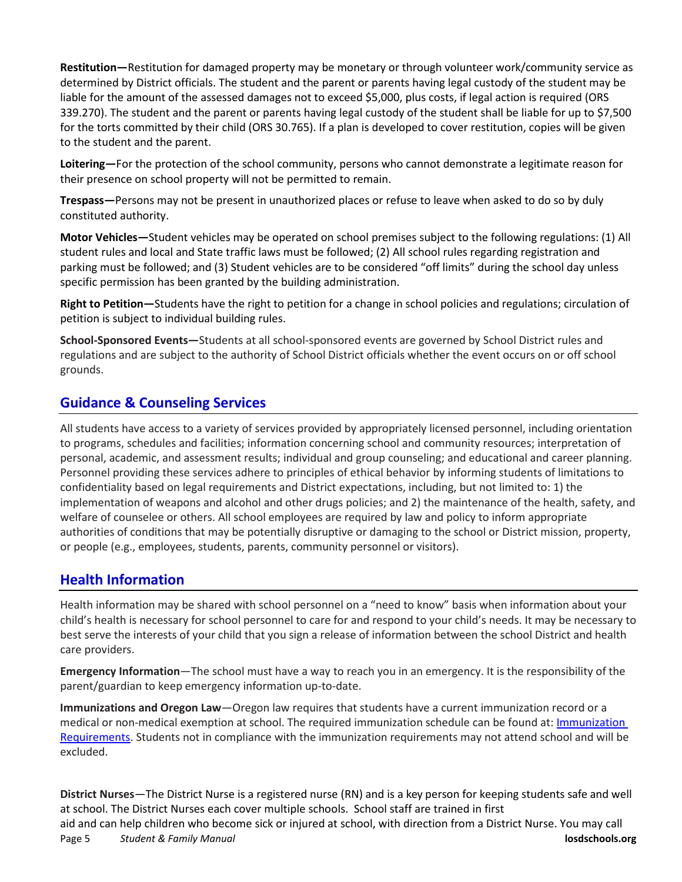**Restitution—**Restitution for damaged property may be monetary or through volunteer work/community service as determined by District officials. The student and the parent or parents having legal custody of the student may be liable for the amount of the assessed damages not to exceed $5,000, plus costs, if legal action is required (ORS 339.270). The student and the parent or parents having legal custody of the student shall be liable for up to $7,500 for the torts committed by their child (ORS 30.765). If a plan is developed to cover restitution, copies will be given to the student and the parent.

**Loitering—**For the protection of the school community, persons who cannot demonstrate a legitimate reason for their presence on school property will not be permitted to remain.

**Trespass—**Persons may not be present in unauthorized places or refuse to leave when asked to do so by duly constituted authority.

**Motor Vehicles—**Student vehicles may be operated on school premises subject to the following regulations: (1) All student rules and local and State traffic laws must be followed; (2) All school rules regarding registration and parking must be followed; and (3) Student vehicles are to be considered "off limits" during the school day unless specific permission has been granted by the building administration.

**Right to Petition—**Students have the right to petition for a change in school policies and regulations; circulation of petition is subject to individual building rules.

**School-Sponsored Events—**Students at all school-sponsored events are governed by School District rules and regulations and are subject to the authority of School District officials whether the event occurs on or off school grounds.

## Guidance & Counseling Services

All students have access to a variety of services provided by appropriately licensed personnel, including orientation to programs, schedules and facilities; information concerning school and community resources; interpretation of personal, academic, and assessment results; individual and group counseling; and educational and career planning. Personnel providing these services adhere to principles of ethical behavior by informing students of limitations to confidentiality based on legal requirements and District expectations, including, but not limited to: 1) the implementation of weapons and alcohol and other drugs policies; and 2) the maintenance of the health, safety, and welfare of counselee or others. All school employees are required by law and policy to inform appropriate authorities of conditions that may be potentially disruptive or damaging to the school or District mission, property, or people (e.g., employees, students, parents, community personnel or visitors).

## Health Information

Health information may be shared with school personnel on a "need to know" basis when information about your child's health is necessary for school personnel to care for and respond to your child's needs. It may be necessary to best serve the interests of your child that you sign a release of information between the school District and health care providers.

**Emergency Information**—The school must have a way to reach you in an emergency. It is the responsibility of the parent/guardian to keep emergency information up-to-date.

**Immunizations and Oregon Law**—Oregon law requires that students have a current immunization record or a medical or non-medical exemption at school. The required immunization schedule can be found at: [Immunization Requirements](). Students not in compliance with the immunization requirements may not attend school and will be excluded.

**District Nurses**—The District Nurse is a registered nurse (RN) and is a key person for keeping students safe and well at school. The District Nurses each cover multiple schools. School staff are trained in first aid and can help children who become sick or injured at school, with direction from a District Nurse. You may call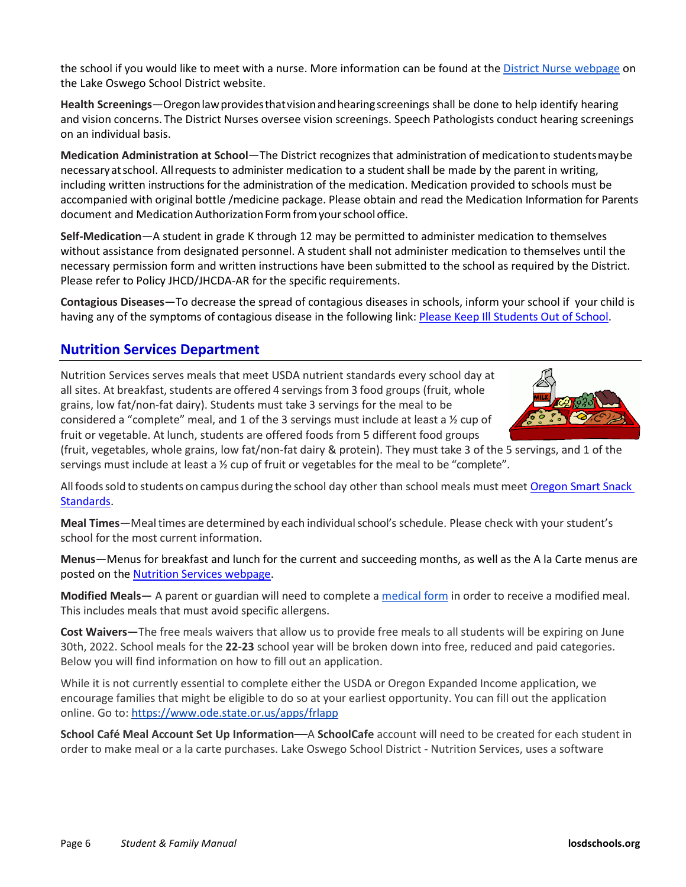the school if you would like to meet with a nurse. More information can be found at the District Nurse webpage on the Lake Oswego School District website.

**Health Screenings**—Oregon law provides that vision and hearing screenings shall be done to help identify hearing and vision concerns. The District Nurses oversee vision screenings. Speech Pathologists conduct hearing screenings on an individual basis.

**Medication Administration at School**—The District recognizes that administration of medication to students may be necessary at school. All requests to administer medication to a student shall be made by the parent in writing, including written instructions for the administration of the medication. Medication provided to schools must be accompanied with original bottle /medicine package. Please obtain and read the Medication Information for Parents document and Medication Authorization Form from your school office.

**Self-Medication**—A student in grade K through 12 may be permitted to administer medication to themselves without assistance from designated personnel. A student shall not administer medication to themselves until the necessary permission form and written instructions have been submitted to the school as required by the District. Please refer to Policy JHCD/JHCDA-AR for the specific requirements.

**Contagious Diseases**—To decrease the spread of contagious diseases in schools, inform your school if your child is having any of the symptoms of contagious disease in the following link: Please Keep Ill Students Out of School.

## Nutrition Services Department

Nutrition Services serves meals that meet USDA nutrient standards every school day at all sites. At breakfast, students are offered 4 servings from 3 food groups (fruit, whole grains, low fat/non-fat dairy). Students must take 3 servings for the meal to be considered a "complete" meal, and 1 of the 3 servings must include at least a ½ cup of fruit or vegetable. At lunch, students are offered foods from 5 different food groups (fruit, vegetables, whole grains, low fat/non-fat dairy & protein). They must take 3 of the 5 servings, and 1 of the servings must include at least a ½ cup of fruit or vegetables for the meal to be "complete".

All foods sold to students on campus during the school day other than school meals must meet Oregon Smart Snack Standards.

**Meal Times**—Meal times are determined by each individual school's schedule. Please check with your student's school for the most current information.

**Menus**—Menus for breakfast and lunch for the current and succeeding months, as well as the A la Carte menus are posted on the Nutrition Services webpage.

**Modified Meals**— A parent or guardian will need to complete a medical form in order to receive a modified meal. This includes meals that must avoid specific allergens.

**Cost Waivers**—The free meals waivers that allow us to provide free meals to all students will be expiring on June 30th, 2022. School meals for the **22-23** school year will be broken down into free, reduced and paid categories. Below you will find information on how to fill out an application.

While it is not currently essential to complete either the USDA or Oregon Expanded Income application, we encourage families that might be eligible to do so at your earliest opportunity. You can fill out the application online. Go to: https://www.ode.state.or.us/apps/frlapp

**School Café Meal Account Set Up Information—**A **SchoolCafe** account will need to be created for each student in order to make meal or a la carte purchases. Lake Oswego School District - Nutrition Services, uses a software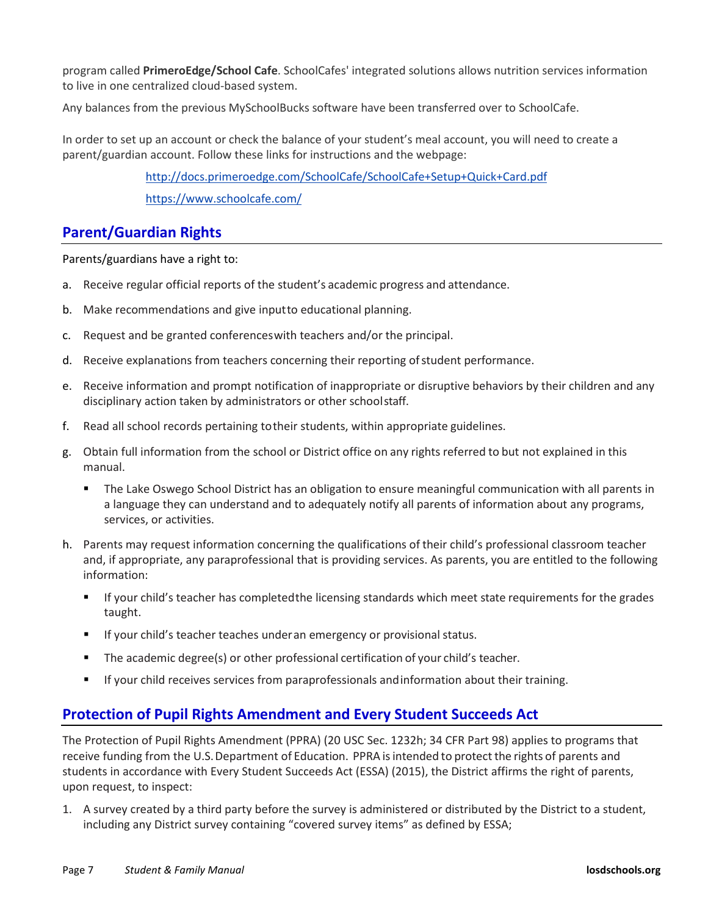program called **PrimeroEdge/School Cafe**. SchoolCafes' integrated solutions allows nutrition services information to live in one centralized cloud-based system.

Any balances from the previous MySchoolBucks software have been transferred over to SchoolCafe.

In order to set up an account or check the balance of your student's meal account, you will need to create a parent/guardian account. Follow these links for instructions and the webpage:

http://docs.primeroedge.com/SchoolCafe/SchoolCafe+Setup+Quick+Card.pdf

https://www.schoolcafe.com/

## Parent/Guardian Rights

Parents/guardians have a right to:

a. Receive regular official reports of the student's academic progress and attendance.
b. Make recommendations and give input to educational planning.
c. Request and be granted conferences with teachers and/or the principal.
d. Receive explanations from teachers concerning their reporting of student performance.
e. Receive information and prompt notification of inappropriate or disruptive behaviors by their children and any disciplinary action taken by administrators or other school staff.
f. Read all school records pertaining to their students, within appropriate guidelines.
g. Obtain full information from the school or District office on any rights referred to but not explained in this manual.
   - The Lake Oswego School District has an obligation to ensure meaningful communication with all parents in a language they can understand and to adequately notify all parents of information about any programs, services, or activities.
h. Parents may request information concerning the qualifications of their child's professional classroom teacher and, if appropriate, any paraprofessional that is providing services. As parents, you are entitled to the following information:
   - If your child's teacher has completed the licensing standards which meet state requirements for the grades taught.
   - If your child's teacher teaches under an emergency or provisional status.
   - The academic degree(s) or other professional certification of your child's teacher.
   - If your child receives services from paraprofessionals and information about their training.

## Protection of Pupil Rights Amendment and Every Student Succeeds Act

The Protection of Pupil Rights Amendment (PPRA) (20 USC Sec. 1232h; 34 CFR Part 98) applies to programs that receive funding from the U.S. Department of Education. PPRA is intended to protect the rights of parents and students in accordance with Every Student Succeeds Act (ESSA) (2015), the District affirms the right of parents, upon request, to inspect:

1. A survey created by a third party before the survey is administered or distributed by the District to a student, including any District survey containing "covered survey items" as defined by ESSA;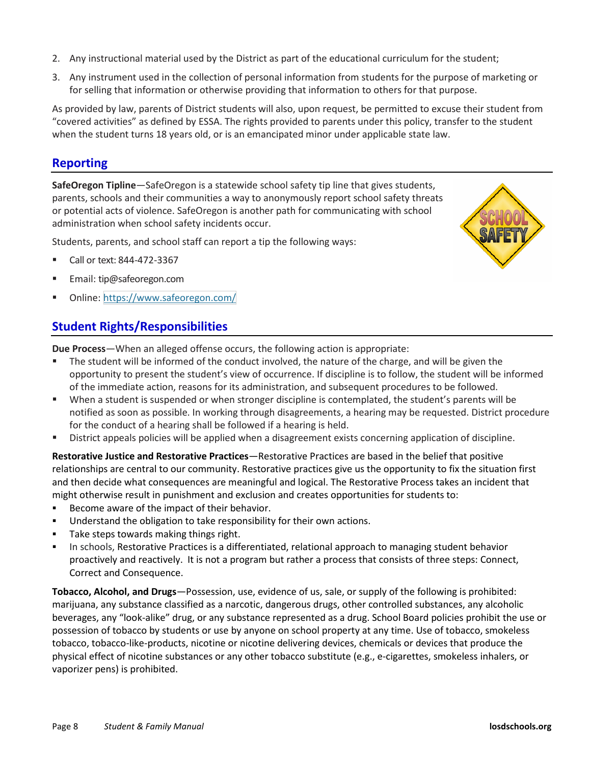2. Any instructional material used by the District as part of the educational curriculum for the student;
3. Any instrument used in the collection of personal information from students for the purpose of marketing or for selling that information or otherwise providing that information to others for that purpose.

As provided by law, parents of District students will also, upon request, be permitted to excuse their student from "covered activities" as defined by ESSA. The rights provided to parents under this policy, transfer to the student when the student turns 18 years old, or is an emancipated minor under applicable state law.

## Reporting

**SafeOregon Tipline**—SafeOregon is a statewide school safety tip line that gives students, parents, schools and their communities a way to anonymously report school safety threats or potential acts of violence. SafeOregon is another path for communicating with school administration when school safety incidents occur.

Students, parents, and school staff can report a tip the following ways:

- Call or text: 844-472-3367
- Email: tip@safeoregon.com
- Online: https://www.safeoregon.com/

## Student Rights/Responsibilities

**Due Process**—When an alleged offense occurs, the following action is appropriate:

- The student will be informed of the conduct involved, the nature of the charge, and will be given the opportunity to present the student's view of occurrence. If discipline is to follow, the student will be informed of the immediate action, reasons for its administration, and subsequent procedures to be followed.
- When a student is suspended or when stronger discipline is contemplated, the student's parents will be notified as soon as possible. In working through disagreements, a hearing may be requested. District procedure for the conduct of a hearing shall be followed if a hearing is held.
- District appeals policies will be applied when a disagreement exists concerning application of discipline.

**Restorative Justice and Restorative Practices**—Restorative Practices are based in the belief that positive relationships are central to our community. Restorative practices give us the opportunity to fix the situation first and then decide what consequences are meaningful and logical. The Restorative Process takes an incident that might otherwise result in punishment and exclusion and creates opportunities for students to:

- Become aware of the impact of their behavior.
- Understand the obligation to take responsibility for their own actions.
- Take steps towards making things right.
- In schools, Restorative Practices is a differentiated, relational approach to managing student behavior proactively and reactively. It is not a program but rather a process that consists of three steps: Connect, Correct and Consequence.

**Tobacco, Alcohol, and Drugs**—Possession, use, evidence of us, sale, or supply of the following is prohibited: marijuana, any substance classified as a narcotic, dangerous drugs, other controlled substances, any alcoholic beverages, any "look-alike" drug, or any substance represented as a drug. School Board policies prohibit the use or possession of tobacco by students or use by anyone on school property at any time. Use of tobacco, smokeless tobacco, tobacco-like-products, nicotine or nicotine delivering devices, chemicals or devices that produce the physical effect of nicotine substances or any other tobacco substitute (e.g., e-cigarettes, smokeless inhalers, or vaporizer pens) is prohibited.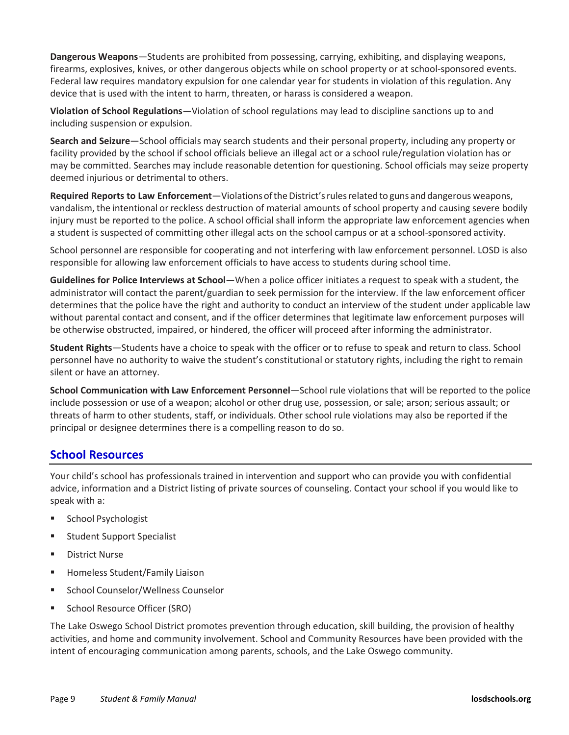**Dangerous Weapons**—Students are prohibited from possessing, carrying, exhibiting, and displaying weapons, firearms, explosives, knives, or other dangerous objects while on school property or at school-sponsored events. Federal law requires mandatory expulsion for one calendar year for students in violation of this regulation. Any device that is used with the intent to harm, threaten, or harass is considered a weapon.

**Violation of School Regulations**—Violation of school regulations may lead to discipline sanctions up to and including suspension or expulsion.

**Search and Seizure**—School officials may search students and their personal property, including any property or facility provided by the school if school officials believe an illegal act or a school rule/regulation violation has or may be committed. Searches may include reasonable detention for questioning. School officials may seize property deemed injurious or detrimental to others.

**Required Reports to Law Enforcement**—Violations of the District's rules related to guns and dangerous weapons, vandalism, the intentional or reckless destruction of material amounts of school property and causing severe bodily injury must be reported to the police. A school official shall inform the appropriate law enforcement agencies when a student is suspected of committing other illegal acts on the school campus or at a school-sponsored activity.

School personnel are responsible for cooperating and not interfering with law enforcement personnel. LOSD is also responsible for allowing law enforcement officials to have access to students during school time.

**Guidelines for Police Interviews at School**—When a police officer initiates a request to speak with a student, the administrator will contact the parent/guardian to seek permission for the interview. If the law enforcement officer determines that the police have the right and authority to conduct an interview of the student under applicable law without parental contact and consent, and if the officer determines that legitimate law enforcement purposes will be otherwise obstructed, impaired, or hindered, the officer will proceed after informing the administrator.

**Student Rights**—Students have a choice to speak with the officer or to refuse to speak and return to class. School personnel have no authority to waive the student's constitutional or statutory rights, including the right to remain silent or have an attorney.

**School Communication with Law Enforcement Personnel**—School rule violations that will be reported to the police include possession or use of a weapon; alcohol or other drug use, possession, or sale; arson; serious assault; or threats of harm to other students, staff, or individuals. Other school rule violations may also be reported if the principal or designee determines there is a compelling reason to do so.

## School Resources

Your child's school has professionals trained in intervention and support who can provide you with confidential advice, information and a District listing of private sources of counseling. Contact your school if you would like to speak with a:

- School Psychologist
- Student Support Specialist
- District Nurse
- Homeless Student/Family Liaison
- School Counselor/Wellness Counselor
- School Resource Officer (SRO)

The Lake Oswego School District promotes prevention through education, skill building, the provision of healthy activities, and home and community involvement. School and Community Resources have been provided with the intent of encouraging communication among parents, schools, and the Lake Oswego community.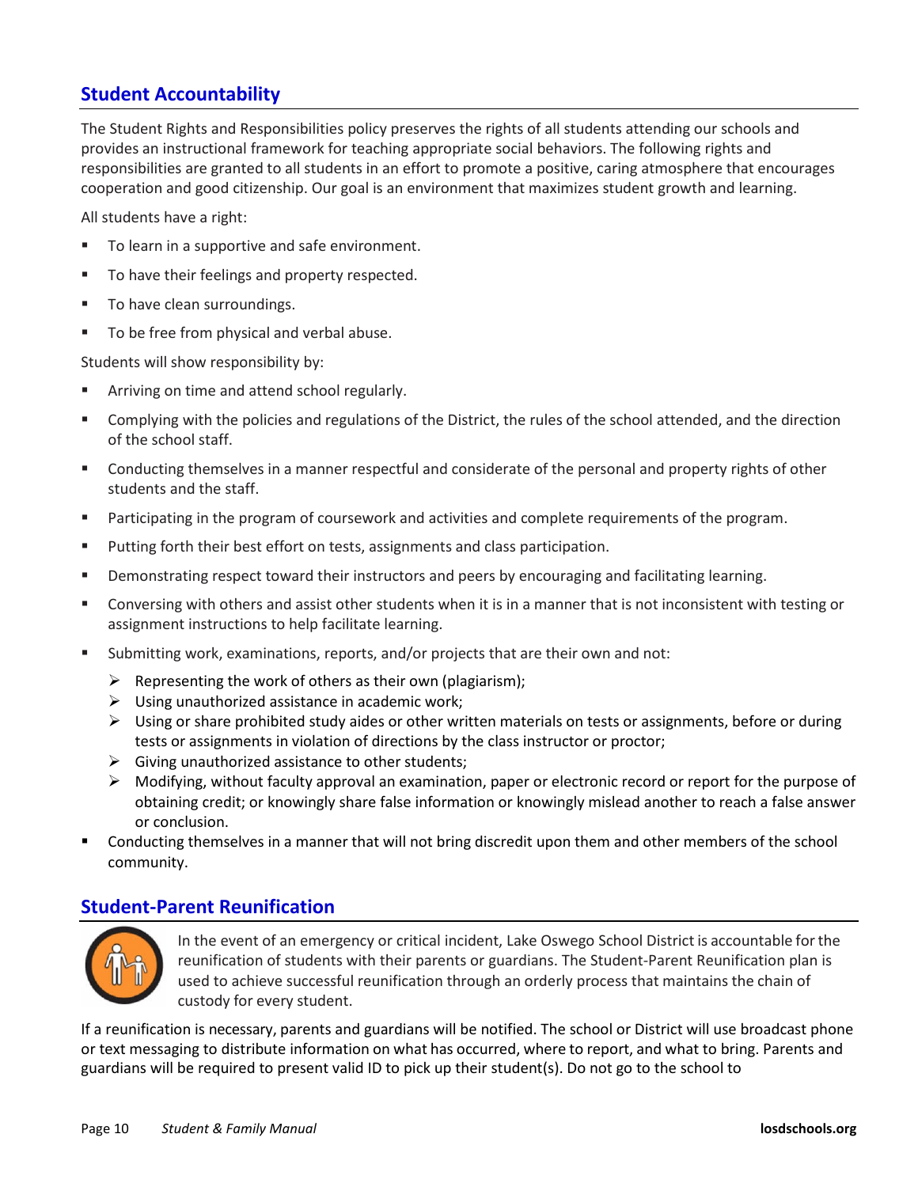## Student Accountability

The Student Rights and Responsibilities policy preserves the rights of all students attending our schools and provides an instructional framework for teaching appropriate social behaviors. The following rights and responsibilities are granted to all students in an effort to promote a positive, caring atmosphere that encourages cooperation and good citizenship. Our goal is an environment that maximizes student growth and learning.

All students have a right:

- To learn in a supportive and safe environment.
- To have their feelings and property respected.
- To have clean surroundings.
- To be free from physical and verbal abuse.

Students will show responsibility by:

- Arriving on time and attend school regularly.
- Complying with the policies and regulations of the District, the rules of the school attended, and the direction of the school staff.
- Conducting themselves in a manner respectful and considerate of the personal and property rights of other students and the staff.
- Participating in the program of coursework and activities and complete requirements of the program.
- Putting forth their best effort on tests, assignments and class participation.
- Demonstrating respect toward their instructors and peers by encouraging and facilitating learning.
- Conversing with others and assist other students when it is in a manner that is not inconsistent with testing or assignment instructions to help facilitate learning.
- Submitting work, examinations, reports, and/or projects that are their own and not:
  - Representing the work of others as their own (plagiarism);
  - Using unauthorized assistance in academic work;
  - Using or share prohibited study aides or other written materials on tests or assignments, before or during tests or assignments in violation of directions by the class instructor or proctor;
  - Giving unauthorized assistance to other students;
  - Modifying, without faculty approval an examination, paper or electronic record or report for the purpose of obtaining credit; or knowingly share false information or knowingly mislead another to reach a false answer or conclusion.
- Conducting themselves in a manner that will not bring discredit upon them and other members of the school community.

## Student-Parent Reunification

In the event of an emergency or critical incident, Lake Oswego School District is accountable for the reunification of students with their parents or guardians. The Student-Parent Reunification plan is used to achieve successful reunification through an orderly process that maintains the chain of custody for every student.

If a reunification is necessary, parents and guardians will be notified. The school or District will use broadcast phone or text messaging to distribute information on what has occurred, where to report, and what to bring. Parents and guardians will be required to present valid ID to pick up their student(s). Do not go to the school to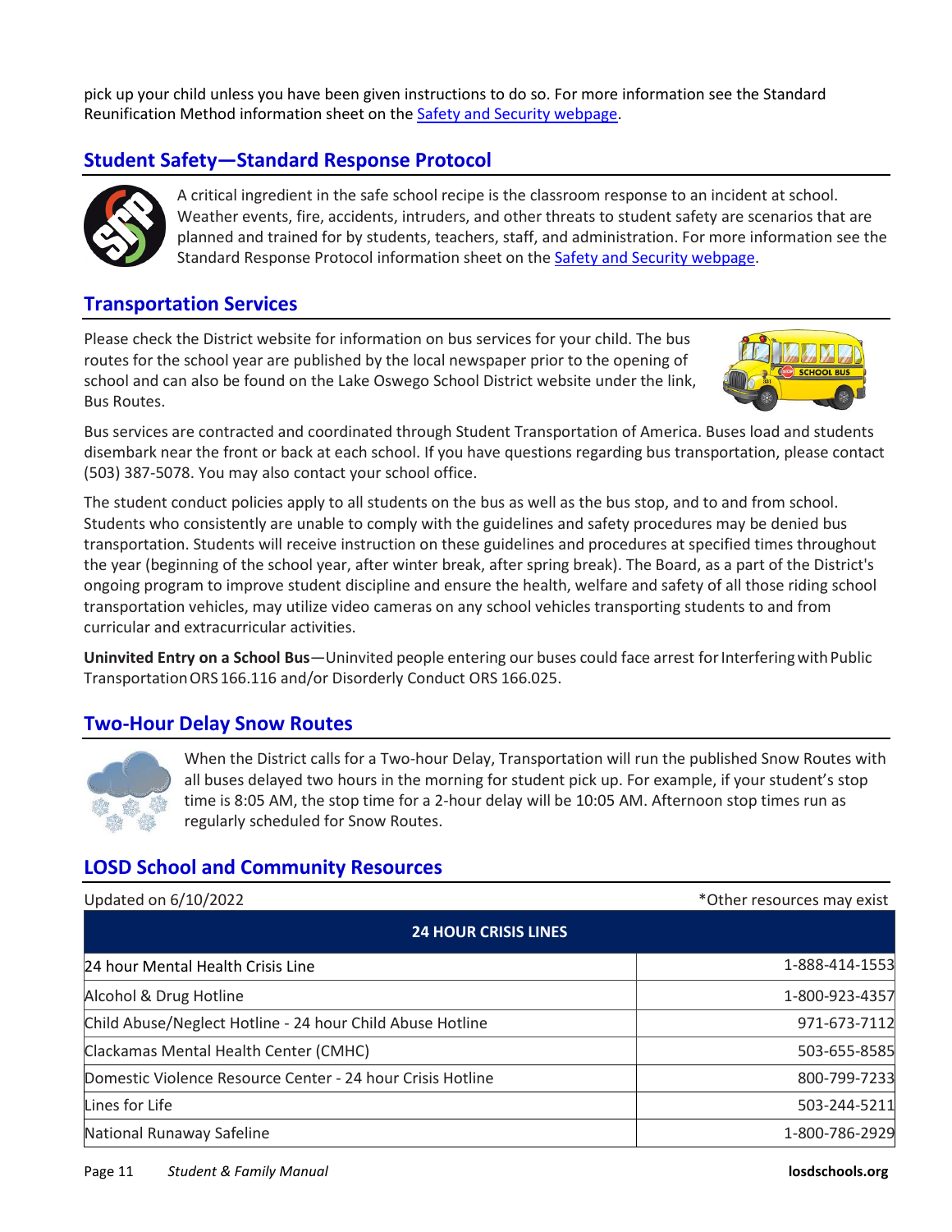pick up your child unless you have been given instructions to do so. For more information see the Standard Reunification Method information sheet on the Safety and Security webpage.

## Student Safety—Standard Response Protocol

A critical ingredient in the safe school recipe is the classroom response to an incident at school. Weather events, fire, accidents, intruders, and other threats to student safety are scenarios that are planned and trained for by students, teachers, staff, and administration. For more information see the Standard Response Protocol information sheet on the Safety and Security webpage.

## Transportation Services

Please check the District website for information on bus services for your child. The bus routes for the school year are published by the local newspaper prior to the opening of school and can also be found on the Lake Oswego School District website under the link, Bus Routes.

Bus services are contracted and coordinated through Student Transportation of America. Buses load and students disembark near the front or back at each school. If you have questions regarding bus transportation, please contact (503) 387-5078. You may also contact your school office.

The student conduct policies apply to all students on the bus as well as the bus stop, and to and from school. Students who consistently are unable to comply with the guidelines and safety procedures may be denied bus transportation. Students will receive instruction on these guidelines and procedures at specified times throughout the year (beginning of the school year, after winter break, after spring break). The Board, as a part of the District's ongoing program to improve student discipline and ensure the health, welfare and safety of all those riding school transportation vehicles, may utilize video cameras on any school vehicles transporting students to and from curricular and extracurricular activities.

**Uninvited Entry on a School Bus**—Uninvited people entering our buses could face arrest for Interfering with Public Transportation ORS 166.116 and/or Disorderly Conduct ORS 166.025.

## Two-Hour Delay Snow Routes

When the District calls for a Two-hour Delay, Transportation will run the published Snow Routes with all buses delayed two hours in the morning for student pick up. For example, if your student's stop time is 8:05 AM, the stop time for a 2-hour delay will be 10:05 AM. Afternoon stop times run as regularly scheduled for Snow Routes.

## LOSD School and Community Resources

Updated on 6/10/2022 *Other resources may exist

| 24 HOUR CRISIS LINES | |
|---|---|
| 24 hour Mental Health Crisis Line | 1-888-414-1553 |
| Alcohol & Drug Hotline | 1-800-923-4357 |
| Child Abuse/Neglect Hotline - 24 hour Child Abuse Hotline | 971-673-7112 |
| Clackamas Mental Health Center (CMHC) | 503-655-8585 |
| Domestic Violence Resource Center - 24 hour Crisis Hotline | 800-799-7233 |
| Lines for Life | 503-244-5211 |
| National Runaway Safeline | 1-800-786-2929 |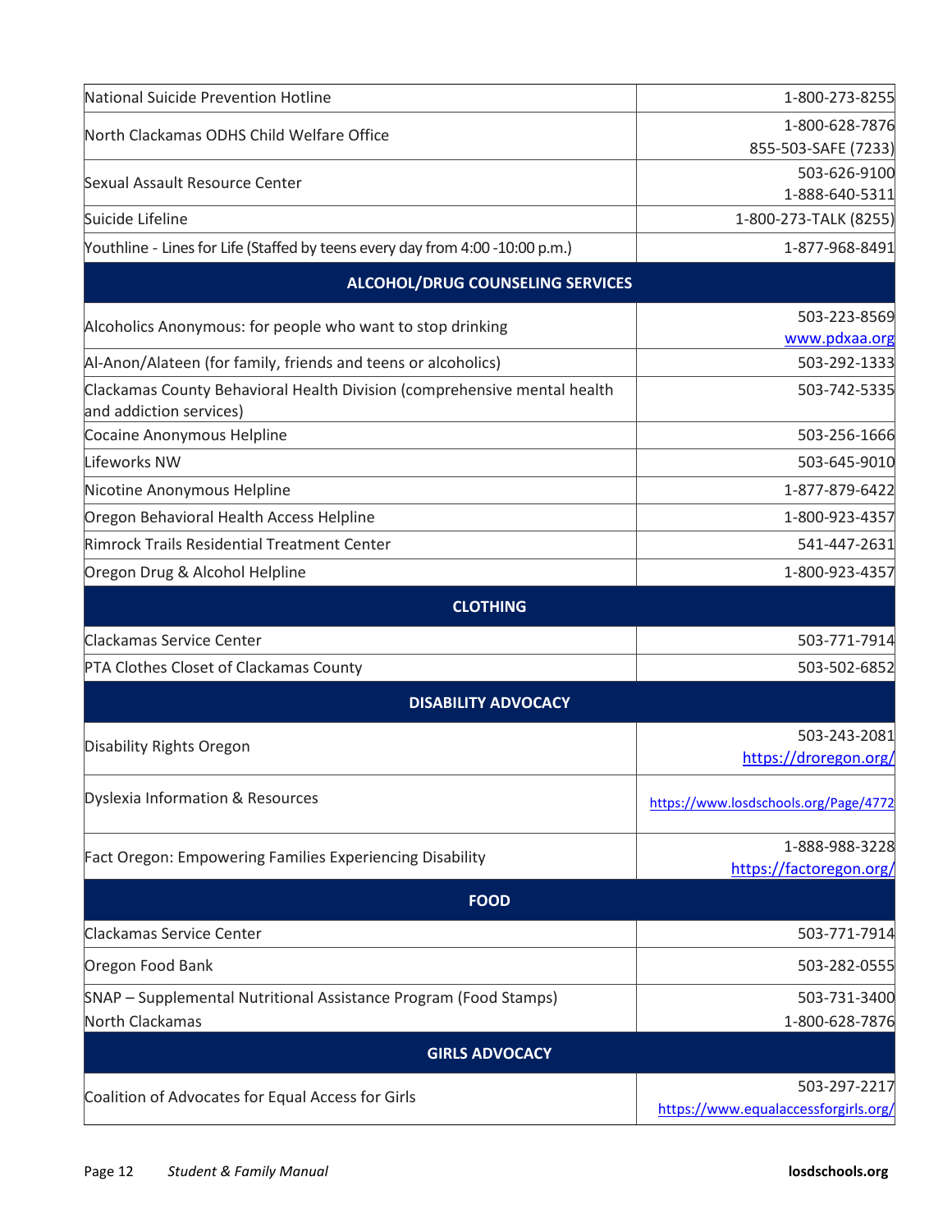| | |
|---|---|
| National Suicide Prevention Hotline | 1-800-273-8255 |
| North Clackamas ODHS Child Welfare Office | 1-800-628-7876<br>855-503-SAFE (7233) |
| Sexual Assault Resource Center | 503-626-9100<br>1-888-640-5311 |
| Suicide Lifeline | 1-800-273-TALK (8255) |
| Youthline - Lines for Life (Staffed by teens every day from 4:00 -10:00 p.m.) | 1-877-968-8491 |
| **ALCOHOL/DRUG COUNSELING SERVICES** | |
| Alcoholics Anonymous: for people who want to stop drinking | 503-223-8569<br>www.pdxaa.org |
| Al-Anon/Alateen (for family, friends and teens or alcoholics) | 503-292-1333 |
| Clackamas County Behavioral Health Division (comprehensive mental health and addiction services) | 503-742-5335 |
| Cocaine Anonymous Helpline | 503-256-1666 |
| Lifeworks NW | 503-645-9010 |
| Nicotine Anonymous Helpline | 1-877-879-6422 |
| Oregon Behavioral Health Access Helpline | 1-800-923-4357 |
| Rimrock Trails Residential Treatment Center | 541-447-2631 |
| Oregon Drug & Alcohol Helpline | 1-800-923-4357 |
| **CLOTHING** | |
| Clackamas Service Center | 503-771-7914 |
| PTA Clothes Closet of Clackamas County | 503-502-6852 |
| **DISABILITY ADVOCACY** | |
| Disability Rights Oregon | 503-243-2081<br>https://droregon.org/ |
| Dyslexia Information & Resources | https://www.losdschools.org/Page/4772 |
| Fact Oregon: Empowering Families Experiencing Disability | 1-888-988-3228<br>https://factoregon.org/ |
| **FOOD** | |
| Clackamas Service Center | 503-771-7914 |
| Oregon Food Bank | 503-282-0555 |
| SNAP – Supplemental Nutritional Assistance Program (Food Stamps)<br>North Clackamas | 503-731-3400<br>1-800-628-7876 |
| **GIRLS ADVOCACY** | |
| Coalition of Advocates for Equal Access for Girls | 503-297-2217<br>https://www.equalaccessforgirls.org/ |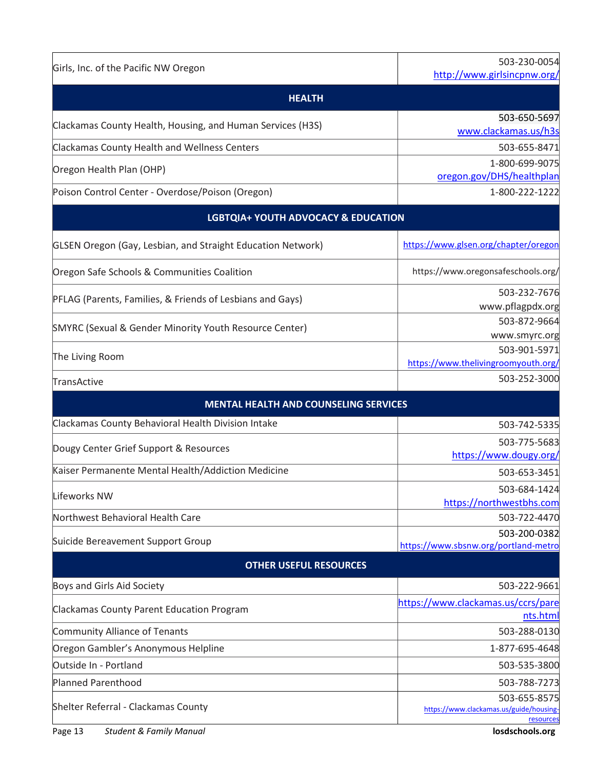| | |
|---|---|
| Girls, Inc. of the Pacific NW Oregon | 503-230-0054 http://www.girlsincpnw.org/ |
| **HEALTH** | |
| Clackamas County Health, Housing, and Human Services (H3S) | 503-650-5697 www.clackamas.us/h3s |
| Clackamas County Health and Wellness Centers | 503-655-8471 |
| Oregon Health Plan (OHP) | 1-800-699-9075 oregon.gov/DHS/healthplan |
| Poison Control Center - Overdose/Poison (Oregon) | 1-800-222-1222 |
| **LGBTQIA+ YOUTH ADVOCACY & EDUCATION** | |
| GLSEN Oregon (Gay, Lesbian, and Straight Education Network) | https://www.glsen.org/chapter/oregon |
| Oregon Safe Schools & Communities Coalition | https://www.oregonsafeschools.org/ |
| PFLAG (Parents, Families, & Friends of Lesbians and Gays) | 503-232-7676 www.pflagpdx.org |
| SMYRC (Sexual & Gender Minority Youth Resource Center) | 503-872-9664 www.smyrc.org |
| The Living Room | 503-901-5971 https://www.thelivingroomyouth.org/ |
| TransActive | 503-252-3000 |
| **MENTAL HEALTH AND COUNSELING SERVICES** | |
| Clackamas County Behavioral Health Division Intake | 503-742-5335 |
| Dougy Center Grief Support & Resources | 503-775-5683 https://www.dougy.org/ |
| Kaiser Permanente Mental Health/Addiction Medicine | 503-653-3451 |
| Lifeworks NW | 503-684-1424 https://northwestbhs.com |
| Northwest Behavioral Health Care | 503-722-4470 |
| Suicide Bereavement Support Group | 503-200-0382 https://www.sbsnw.org/portland-metro |
| **OTHER USEFUL RESOURCES** | |
| Boys and Girls Aid Society | 503-222-9661 |
| Clackamas County Parent Education Program | https://www.clackamas.us/ccrs/parents.html |
| Community Alliance of Tenants | 503-288-0130 |
| Oregon Gambler's Anonymous Helpline | 1-877-695-4648 |
| Outside In - Portland | 503-535-3800 |
| Planned Parenthood | 503-788-7273 |
| Shelter Referral - Clackamas County | 503-655-8575 https://www.clackamas.us/guide/housing-resources |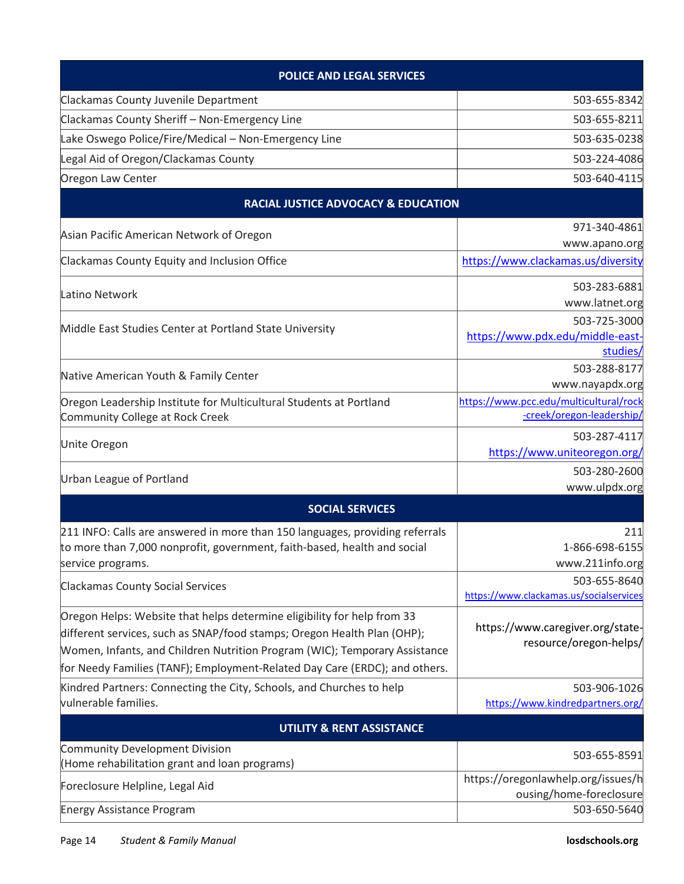| | |
|---|---|
| **POLICE AND LEGAL SERVICES** | |
| Clackamas County Juvenile Department | 503-655-8342 |
| Clackamas County Sheriff – Non-Emergency Line | 503-655-8211 |
| Lake Oswego Police/Fire/Medical – Non-Emergency Line | 503-635-0238 |
| Legal Aid of Oregon/Clackamas County | 503-224-4086 |
| Oregon Law Center | 503-640-4115 |
| **RACIAL JUSTICE ADVOCACY & EDUCATION** | |
| Asian Pacific American Network of Oregon | 971-340-4861<br>www.apano.org |
| Clackamas County Equity and Inclusion Office | https://www.clackamas.us/diversity |
| Latino Network | 503-283-6881<br>www.latnet.org |
| Middle East Studies Center at Portland State University | 503-725-3000<br>https://www.pdx.edu/middle-east-studies/ |
| Native American Youth & Family Center | 503-288-8177<br>www.nayapdx.org |
| Oregon Leadership Institute for Multicultural Students at Portland Community College at Rock Creek | https://www.pcc.edu/multicultural/rock-creek/oregon-leadership/ |
| Unite Oregon | 503-287-4117<br>https://www.uniteoregon.org/ |
| Urban League of Portland | 503-280-2600<br>www.ulpdx.org |
| **SOCIAL SERVICES** | |
| 211 INFO: Calls are answered in more than 150 languages, providing referrals to more than 7,000 nonprofit, government, faith-based, health and social service programs. | 211<br>1-866-698-6155<br>www.211info.org |
| Clackamas County Social Services | 503-655-8640<br>https://www.clackamas.us/socialservices |
| Oregon Helps: Website that helps determine eligibility for help from 33 different services, such as SNAP/food stamps; Oregon Health Plan (OHP); Women, Infants, and Children Nutrition Program (WIC); Temporary Assistance for Needy Families (TANF); Employment-Related Day Care (ERDC); and others. | https://www.caregiver.org/state-resource/oregon-helps/ |
| Kindred Partners: Connecting the City, Schools, and Churches to help vulnerable families. | 503-906-1026<br>https://www.kindredpartners.org/ |
| **UTILITY & RENT ASSISTANCE** | |
| Community Development Division<br>(Home rehabilitation grant and loan programs) | 503-655-8591 |
| Foreclosure Helpline, Legal Aid | https://oregonlawhelp.org/issues/housing/home-foreclosure |
| Energy Assistance Program | 503-650-5640 |